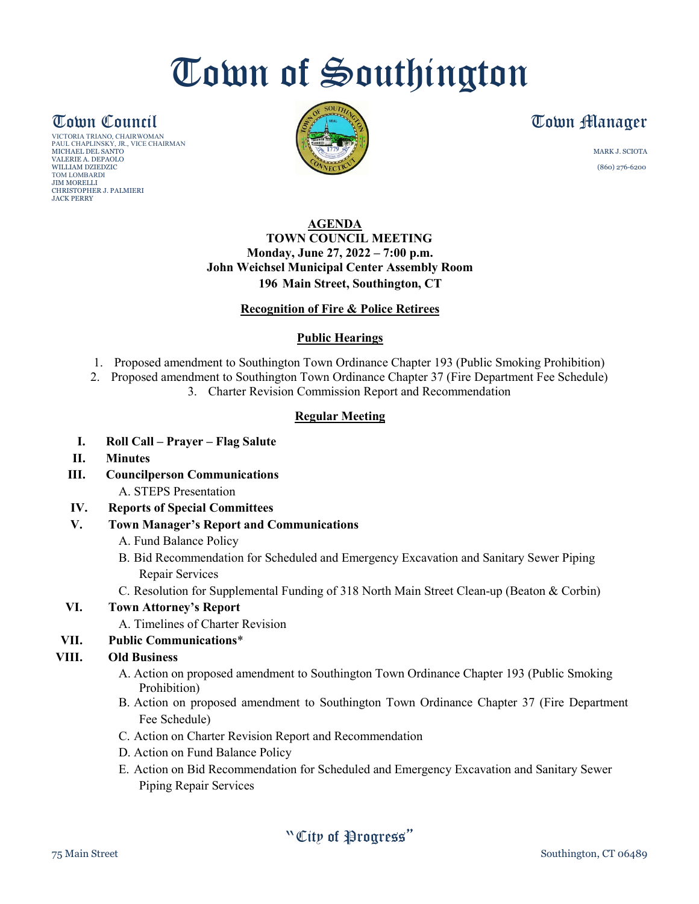# Town of Southington

## Town Council

VICTORIA TRIANO, CHAIRWOMAN
PAUL CHAPLINSKY, JR., VICE CHAIRMAN
MICHAEL DEL SANTO
VALERIE A. DEPAOLO
WILLIAM DZIEDZIC
TOM LOMBARDI
JIM MORELLI
CHRISTOPHER J. PALMIERI
JACK PERRY

## Town Manager

MARK J. SCIOTA
(860) 276-6200

**AGENDA**
**TOWN COUNCIL MEETING**
**Monday, June 27, 2022 – 7:00 p.m.**
**John Weichsel Municipal Center Assembly Room**
**196 Main Street, Southington, CT**

**Recognition of Fire & Police Retirees**

**Public Hearings**

1. Proposed amendment to Southington Town Ordinance Chapter 193 (Public Smoking Prohibition)
2. Proposed amendment to Southington Town Ordinance Chapter 37 (Fire Department Fee Schedule)
3. Charter Revision Commission Report and Recommendation

**Regular Meeting**

**I. Roll Call – Prayer – Flag Salute**

**II. Minutes**

**III. Councilperson Communications**

A. STEPS Presentation

**IV. Reports of Special Committees**

**V. Town Manager's Report and Communications**

A. Fund Balance Policy
B. Bid Recommendation for Scheduled and Emergency Excavation and Sanitary Sewer Piping Repair Services
C. Resolution for Supplemental Funding of 318 North Main Street Clean-up (Beaton & Corbin)

**VI. Town Attorney's Report**

A. Timelines of Charter Revision

**VII. Public Communications***

**VIII. Old Business**

A. Action on proposed amendment to Southington Town Ordinance Chapter 193 (Public Smoking Prohibition)
B. Action on proposed amendment to Southington Town Ordinance Chapter 37 (Fire Department Fee Schedule)
C. Action on Charter Revision Report and Recommendation
D. Action on Fund Balance Policy
E. Action on Bid Recommendation for Scheduled and Emergency Excavation and Sanitary Sewer Piping Repair Services

"City of Progress"

75 Main Street Southington, CT 06489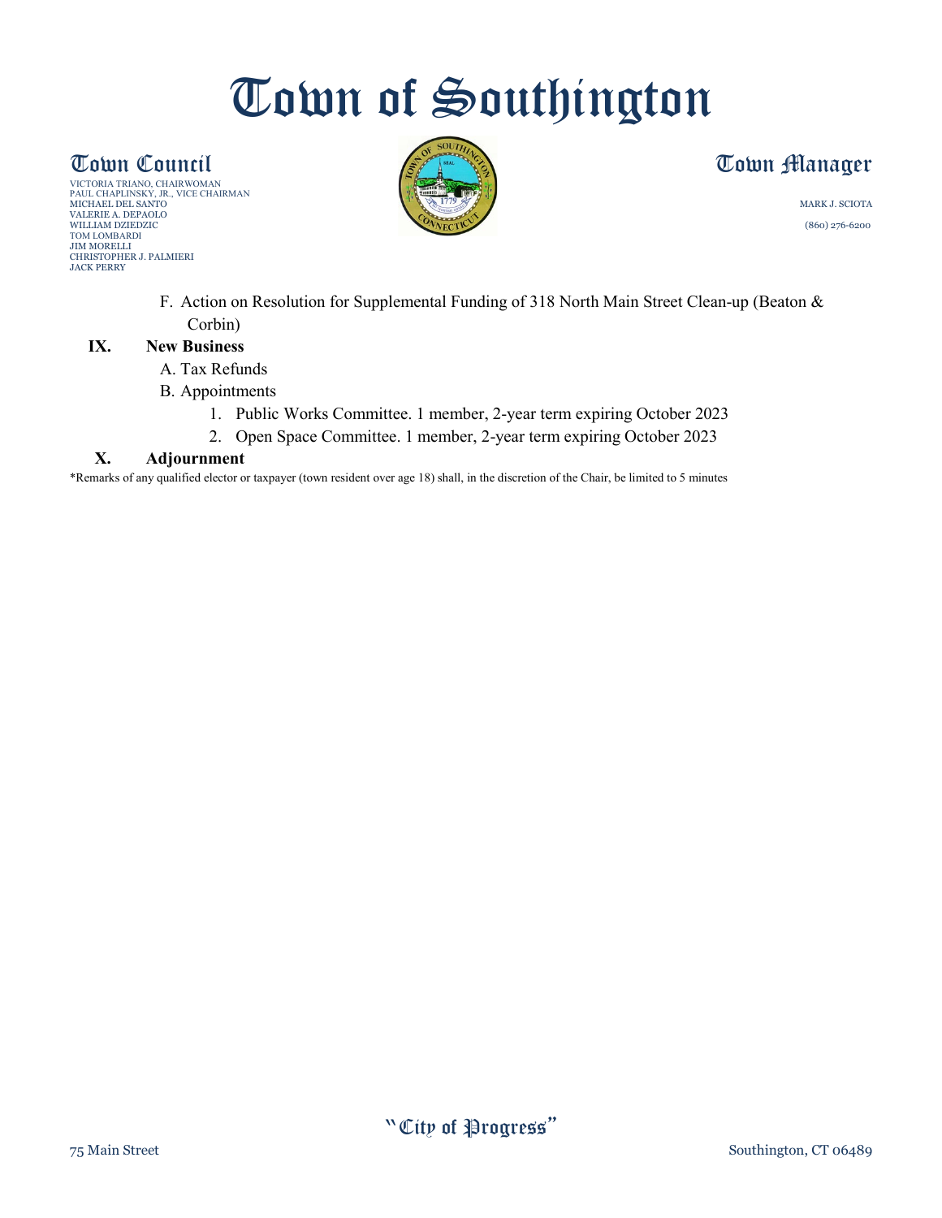# Town of Southington

## Town Council

VICTORIA TRIANO, CHAIRWOMAN
PAUL CHAPLINSKY, JR., VICE CHAIRMAN
MICHAEL DEL SANTO
VALERIE A. DEPAOLO
WILLIAM DZIEDZIC
TOM LOMBARDI
JIM MORELLI
CHRISTOPHER J. PALMIERI
JACK PERRY

## Town Manager

MARK J. SCIOTA
(860) 276-6200

F. Action on Resolution for Supplemental Funding of 318 North Main Street Clean-up (Beaton & Corbin)

**IX. New Business**

A. Tax Refunds

B. Appointments

1. Public Works Committee. 1 member, 2-year term expiring October 2023
2. Open Space Committee. 1 member, 2-year term expiring October 2023

**X. Adjournment**

*Remarks of any qualified elector or taxpayer (town resident over age 18) shall, in the discretion of the Chair, be limited to 5 minutes

"City of Progress"

75 Main Street Southington, CT 06489